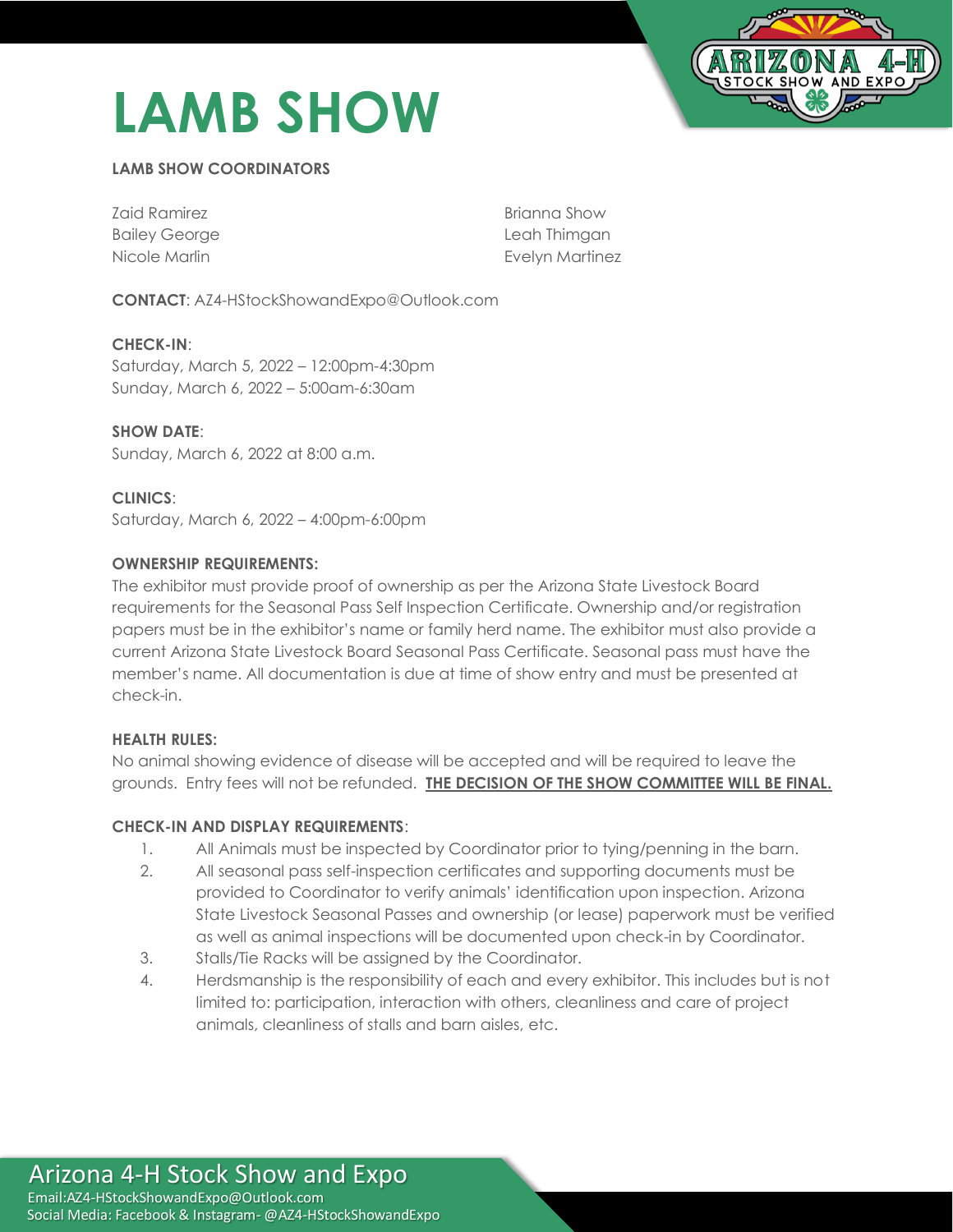# LAMB SHOW

**LAMB SHOW COORDINATORS**

Zaid Ramirez
Bailey George
Nicole Marlin
Brianna Show
Leah Thimgan
Evelyn Martinez

**CONTACT**: AZ4-HStockShowandExpo@Outlook.com

**CHECK-IN**:
Saturday, March 5, 2022 – 12:00pm-4:30pm
Sunday, March 6, 2022 – 5:00am-6:30am

**SHOW DATE**:
Sunday, March 6, 2022 at 8:00 a.m.

**CLINICS**:
Saturday, March 6, 2022 – 4:00pm-6:00pm

**OWNERSHIP REQUIREMENTS:**
The exhibitor must provide proof of ownership as per the Arizona State Livestock Board requirements for the Seasonal Pass Self Inspection Certificate. Ownership and/or registration papers must be in the exhibitor's name or family herd name. The exhibitor must also provide a current Arizona State Livestock Board Seasonal Pass Certificate. Seasonal pass must have the member's name. All documentation is due at time of show entry and must be presented at check-in.

**HEALTH RULES:**
No animal showing evidence of disease will be accepted and will be required to leave the grounds. Entry fees will not be refunded. **THE DECISION OF THE SHOW COMMITTEE WILL BE FINAL.**

**CHECK-IN AND DISPLAY REQUIREMENTS**:

1. All Animals must be inspected by Coordinator prior to tying/penning in the barn.
2. All seasonal pass self-inspection certificates and supporting documents must be provided to Coordinator to verify animals' identification upon inspection. Arizona State Livestock Seasonal Passes and ownership (or lease) paperwork must be verified as well as animal inspections will be documented upon check-in by Coordinator.
3. Stalls/Tie Racks will be assigned by the Coordinator.
4. Herdsmanship is the responsibility of each and every exhibitor. This includes but is not limited to: participation, interaction with others, cleanliness and care of project animals, cleanliness of stalls and barn aisles, etc.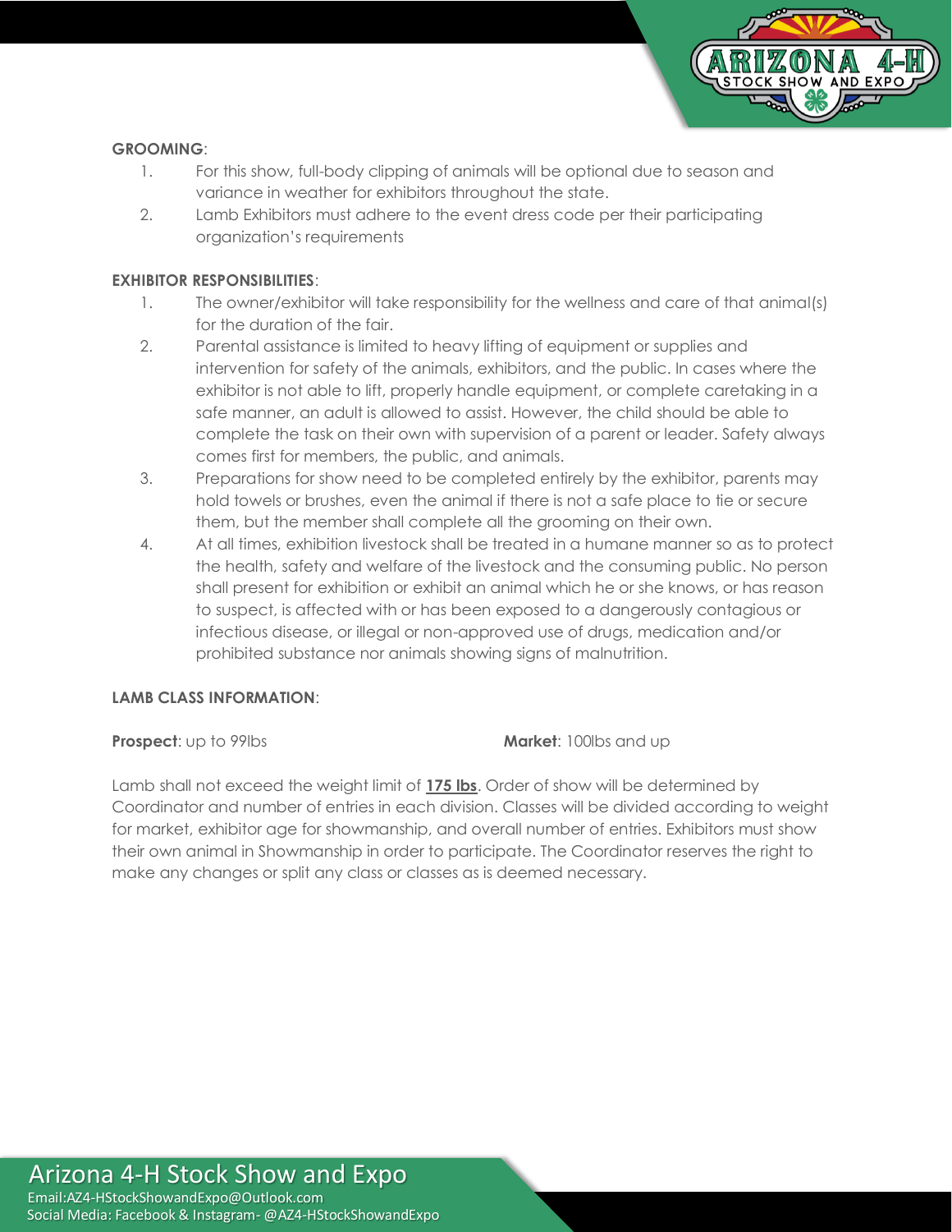**GROOMING**:

1. For this show, full-body clipping of animals will be optional due to season and variance in weather for exhibitors throughout the state.
2. Lamb Exhibitors must adhere to the event dress code per their participating organization's requirements

**EXHIBITOR RESPONSIBILITIES**:

1. The owner/exhibitor will take responsibility for the wellness and care of that animal(s) for the duration of the fair.
2. Parental assistance is limited to heavy lifting of equipment or supplies and intervention for safety of the animals, exhibitors, and the public. In cases where the exhibitor is not able to lift, properly handle equipment, or complete caretaking in a safe manner, an adult is allowed to assist. However, the child should be able to complete the task on their own with supervision of a parent or leader. Safety always comes first for members, the public, and animals.
3. Preparations for show need to be completed entirely by the exhibitor, parents may hold towels or brushes, even the animal if there is not a safe place to tie or secure them, but the member shall complete all the grooming on their own.
4. At all times, exhibition livestock shall be treated in a humane manner so as to protect the health, safety and welfare of the livestock and the consuming public. No person shall present for exhibition or exhibit an animal which he or she knows, or has reason to suspect, is affected with or has been exposed to a dangerously contagious or infectious disease, or illegal or non-approved use of drugs, medication and/or prohibited substance nor animals showing signs of malnutrition.

**LAMB CLASS INFORMATION**:

**Prospect**: up to 99lbs

**Market**: 100lbs and up

Lamb shall not exceed the weight limit of **175 lbs**. Order of show will be determined by Coordinator and number of entries in each division. Classes will be divided according to weight for market, exhibitor age for showmanship, and overall number of entries. Exhibitors must show their own animal in Showmanship in order to participate. The Coordinator reserves the right to make any changes or split any class or classes as is deemed necessary.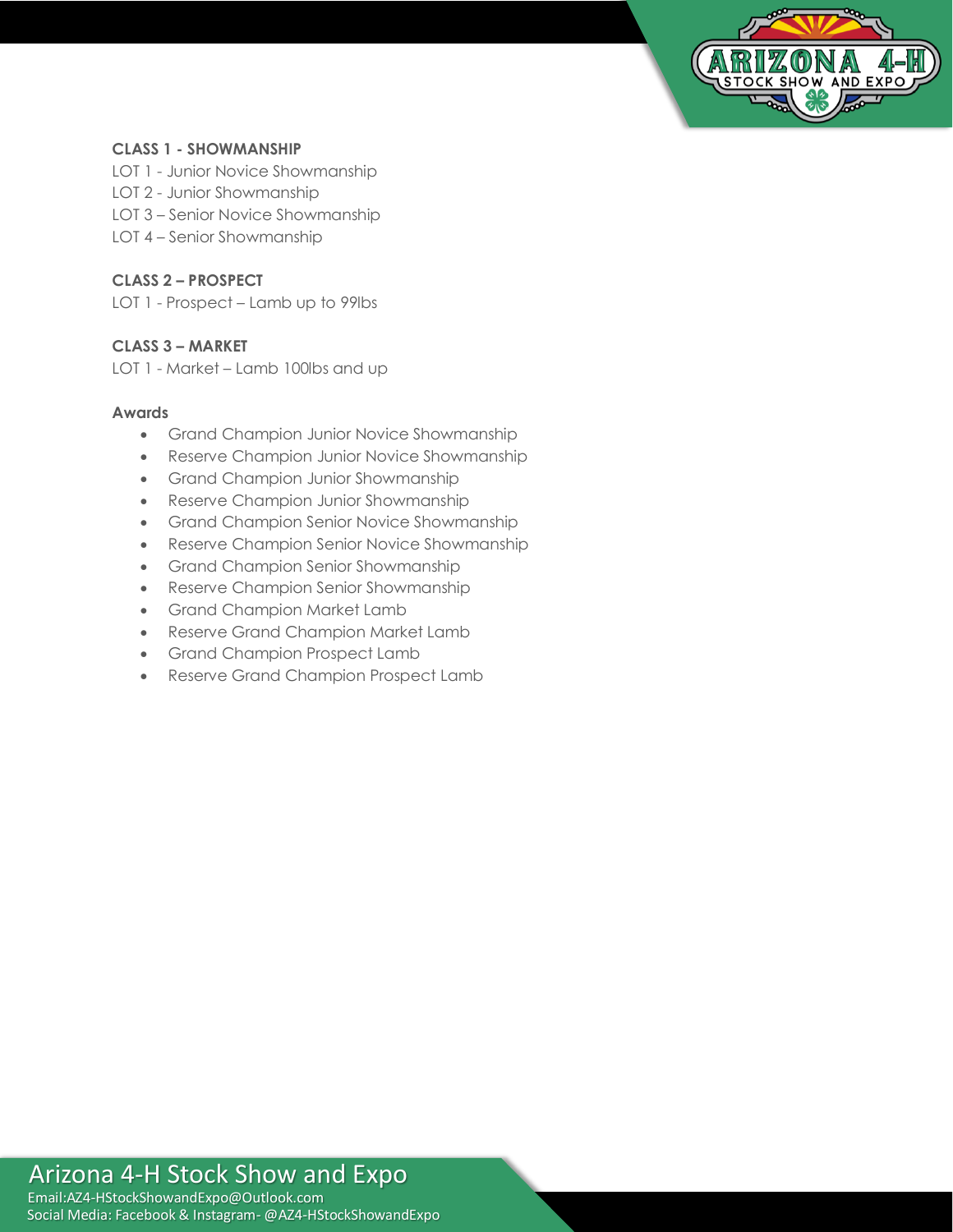**CLASS 1 - SHOWMANSHIP**

LOT 1 - Junior Novice Showmanship
LOT 2 - Junior Showmanship
LOT 3 – Senior Novice Showmanship
LOT 4 – Senior Showmanship

**CLASS 2 – PROSPECT**

LOT 1 - Prospect – Lamb up to 99lbs

**CLASS 3 – MARKET**

LOT 1 - Market – Lamb 100lbs and up

**Awards**

- Grand Champion Junior Novice Showmanship
- Reserve Champion Junior Novice Showmanship
- Grand Champion Junior Showmanship
- Reserve Champion Junior Showmanship
- Grand Champion Senior Novice Showmanship
- Reserve Champion Senior Novice Showmanship
- Grand Champion Senior Showmanship
- Reserve Champion Senior Showmanship
- Grand Champion Market Lamb
- Reserve Grand Champion Market Lamb
- Grand Champion Prospect Lamb
- Reserve Grand Champion Prospect Lamb